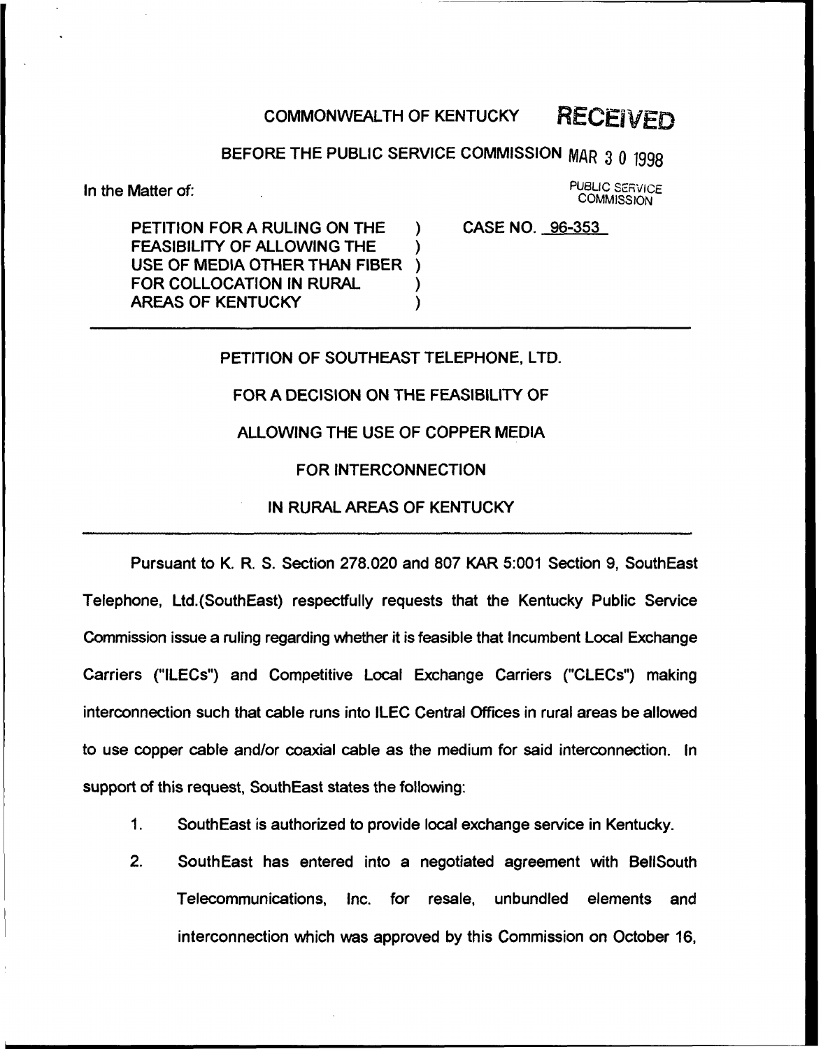COMMONWEALTH OF KENTUCKY **RECEIVED**

BEFORE THE PUBLIC SERVICE COMMISSION MAR 30 1998

PUBLIC SERVICE COMMISSION

In the Matter of:

PETITION FOR A RULING ON THE FEASIBILITY OF ALLOWING THE USE OF MEDIA OTHER THAN FIBER FOR COLLOCATION IN RURAL AREAS OF KENTUCKY ) CASE NO. 96-353

---

PETITION OF SOUTHEAST TELEPHONE, LTD.

FOR A DECISION ON THE FEASIBILITY OF

ALLOWING THE USE OF COPPER MEDIA

FOR INTERCONNECTION

IN RURAL AREAS OF KENTUCKY

---

Pursuant to K. R. S. Section 278.020 and 807 KAR 5:001 Section 9, SouthEast Telephone, Ltd.(SouthEast) respectfully requests that the Kentucky Public Service Commission issue a ruling regarding whether it is feasible that Incumbent Local Exchange Carriers ("ILECs") and Competitive Local Exchange Carriers ("CLECs") making interconnection such that cable runs into ILEC Central Offices in rural areas be allowed to use copper cable and/or coaxial cable as the medium for said interconnection. In support of this request, SouthEast states the following:

1. SouthEast is authorized to provide local exchange service in Kentucky.

2. SouthEast has entered into a negotiated agreement with BellSouth Telecommunications, Inc. for resale, unbundled elements and interconnection which was approved by this Commission on October 16,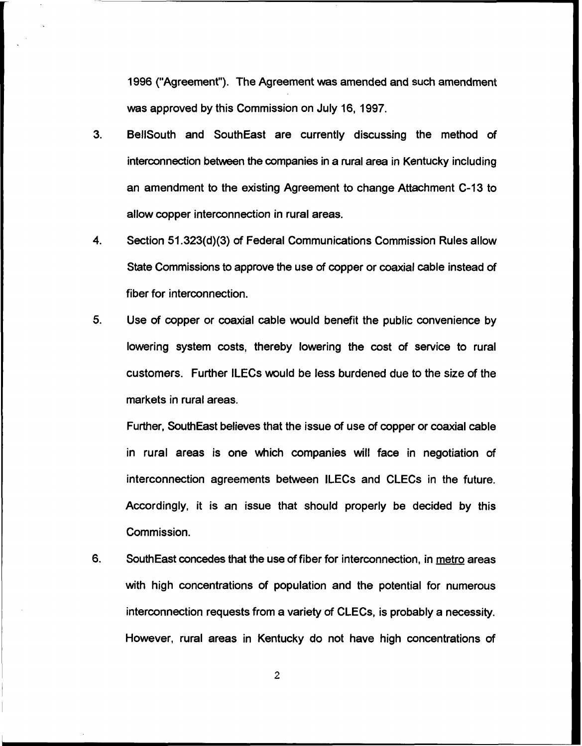1996 ("Agreement"). The Agreement was amended and such amendment was approved by this Commission on July 16, 1997.

3. BellSouth and SouthEast are currently discussing the method of interconnection between the companies in a rural area in Kentucky including an amendment to the existing Agreement to change Attachment C-13 to allow copper interconnection in rural areas.

4. Section 51.323(d)(3) of Federal Communications Commission Rules allow State Commissions to approve the use of copper or coaxial cable instead of fiber for interconnection.

5. Use of copper or coaxial cable would benefit the public convenience by lowering system costs, thereby lowering the cost of service to rural customers. Further ILECs would be less burdened due to the size of the markets in rural areas.

   Further, SouthEast believes that the issue of use of copper or coaxial cable in rural areas is one which companies will face in negotiation of interconnection agreements between ILECs and CLECs in the future. Accordingly, it is an issue that should properly be decided by this Commission.

6. SouthEast concedes that the use of fiber for interconnection, in metro areas with high concentrations of population and the potential for numerous interconnection requests from a variety of CLECs, is probably a necessity. However, rural areas in Kentucky do not have high concentrations of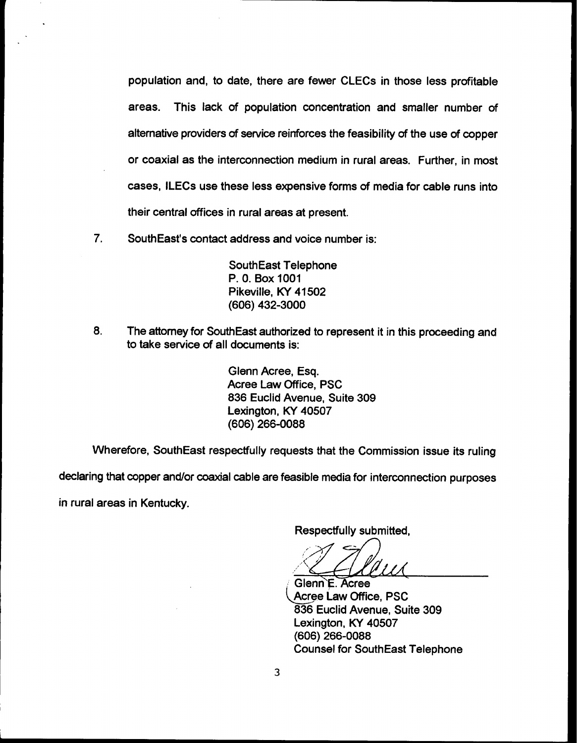population and, to date, there are fewer CLECs in those less profitable areas. This lack of population concentration and smaller number of alternative providers of service reinforces the feasibility of the use of copper or coaxial as the interconnection medium in rural areas. Further, in most cases, ILECs use these less expensive forms of media for cable runs into their central offices in rural areas at present.

7. SouthEast's contact address and voice number is:

   SouthEast Telephone
   P. 0. Box 1001
   Pikeville, KY 41502
   (606) 432-3000

8. The attorney for SouthEast authorized to represent it in this proceeding and to take service of all documents is:

   Glenn Acree, Esq.
   Acree Law Office, PSC
   836 Euclid Avenue, Suite 309
   Lexington, KY 40507
   (606) 266-0088

Wherefore, SouthEast respectfully requests that the Commission issue its ruling declaring that copper and/or coaxial cable are feasible media for interconnection purposes in rural areas in Kentucky.

Respectfully submitted,

Glenn E. Acree
Acree Law Office, PSC
836 Euclid Avenue, Suite 309
Lexington, KY 40507
(606) 266-0088
Counsel for SouthEast Telephone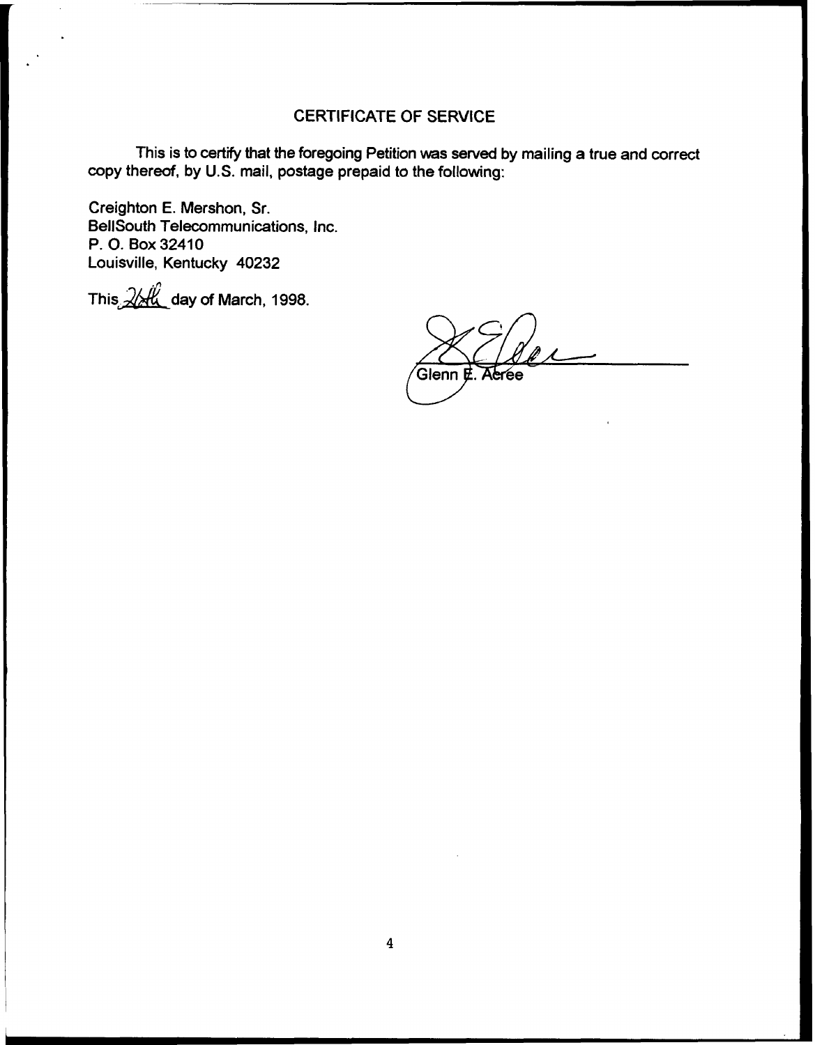# CERTIFICATE OF SERVICE

This is to certify that the foregoing Petition was served by mailing a true and correct copy thereof, by U.S. mail, postage prepaid to the following:

Creighton E. Mershon, Sr.
BellSouth Telecommunications, Inc.
P. O. Box 32410
Louisville, Kentucky 40232

This 26th day of March, 1998.

Glenn E. Acree